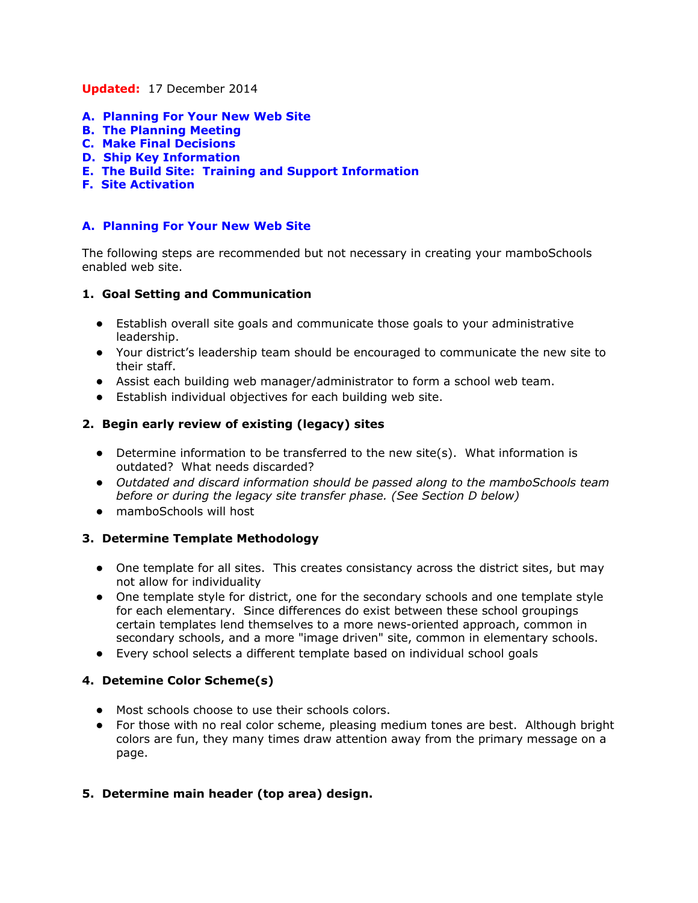**Updated:** 17 December 2014

**A. Planning For Your New Web Site**
**B. The Planning Meeting**
**C. Make Final Decisions**
**D. Ship Key Information**
**E. The Build Site: Training and Support Information**
**F. Site Activation**

## A. Planning For Your New Web Site

The following steps are recommended but not necessary in creating your mamboSchools enabled web site.

### 1. Goal Setting and Communication

- Establish overall site goals and communicate those goals to your administrative leadership.
- Your district's leadership team should be encouraged to communicate the new site to their staff.
- Assist each building web manager/administrator to form a school web team.
- Establish individual objectives for each building web site.

### 2. Begin early review of existing (legacy) sites

- Determine information to be transferred to the new site(s). What information is outdated? What needs discarded?
- *Outdated and discard information should be passed along to the mamboSchools team before or during the legacy site transfer phase. (See Section D below)*
- mamboSchools will host

### 3. Determine Template Methodology

- One template for all sites. This creates consistancy across the district sites, but may not allow for individuality
- One template style for district, one for the secondary schools and one template style for each elementary. Since differences do exist between these school groupings certain templates lend themselves to a more news-oriented approach, common in secondary schools, and a more "image driven" site, common in elementary schools.
- Every school selects a different template based on individual school goals

### 4. Detemine Color Scheme(s)

- Most schools choose to use their schools colors.
- For those with no real color scheme, pleasing medium tones are best. Although bright colors are fun, they many times draw attention away from the primary message on a page.

### 5. Determine main header (top area) design.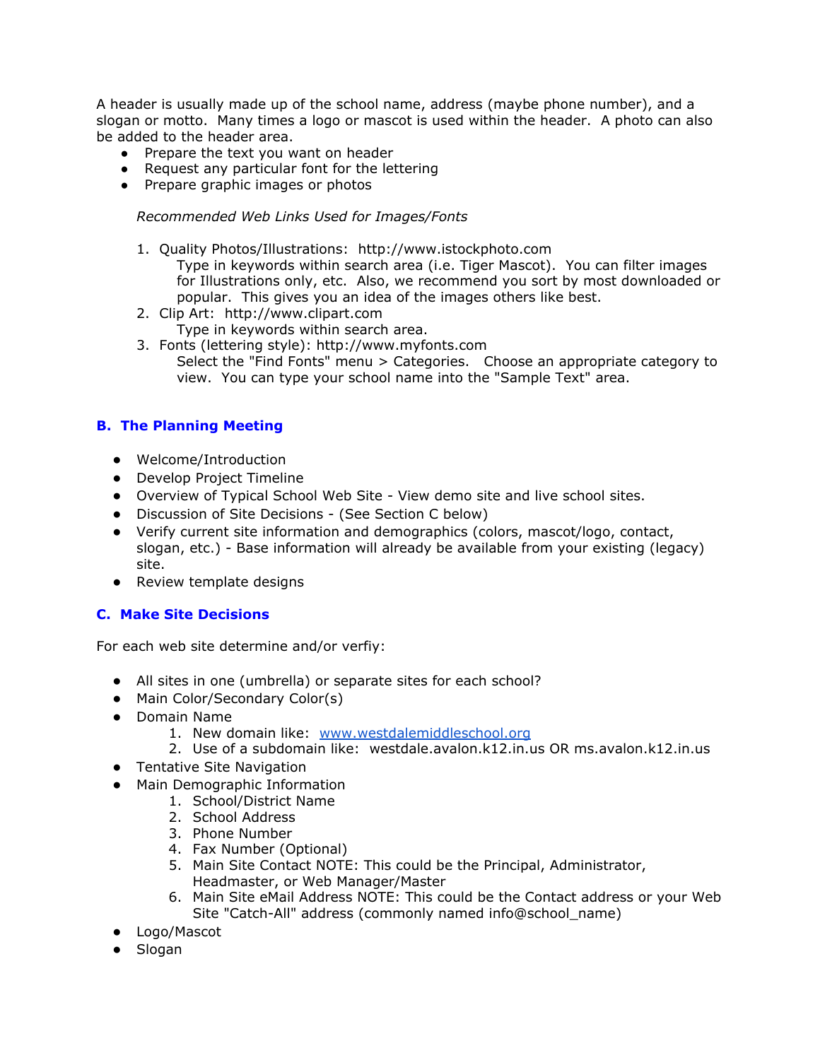A header is usually made up of the school name, address (maybe phone number), and a slogan or motto. Many times a logo or mascot is used within the header. A photo can also be added to the header area.

- Prepare the text you want on header
- Request any particular font for the lettering
- Prepare graphic images or photos

*Recommended Web Links Used for Images/Fonts*

1. Quality Photos/Illustrations: http://www.istockphoto.com
   Type in keywords within search area (i.e. Tiger Mascot). You can filter images for Illustrations only, etc. Also, we recommend you sort by most downloaded or popular. This gives you an idea of the images others like best.
2. Clip Art: http://www.clipart.com
   Type in keywords within search area.
3. Fonts (lettering style): http://www.myfonts.com
   Select the "Find Fonts" menu > Categories. Choose an appropriate category to view. You can type your school name into the "Sample Text" area.

## B. The Planning Meeting

- Welcome/Introduction
- Develop Project Timeline
- Overview of Typical School Web Site - View demo site and live school sites.
- Discussion of Site Decisions - (See Section C below)
- Verify current site information and demographics (colors, mascot/logo, contact, slogan, etc.) - Base information will already be available from your existing (legacy) site.
- Review template designs

## C. Make Site Decisions

For each web site determine and/or verfiy:

- All sites in one (umbrella) or separate sites for each school?
- Main Color/Secondary Color(s)
- Domain Name
  1. New domain like: www.westdalemiddleschool.org
  2. Use of a subdomain like: westdale.avalon.k12.in.us OR ms.avalon.k12.in.us
- Tentative Site Navigation
- Main Demographic Information
  1. School/District Name
  2. School Address
  3. Phone Number
  4. Fax Number (Optional)
  5. Main Site Contact NOTE: This could be the Principal, Administrator, Headmaster, or Web Manager/Master
  6. Main Site eMail Address NOTE: This could be the Contact address or your Web Site "Catch-All" address (commonly named info@school_name)
- Logo/Mascot
- Slogan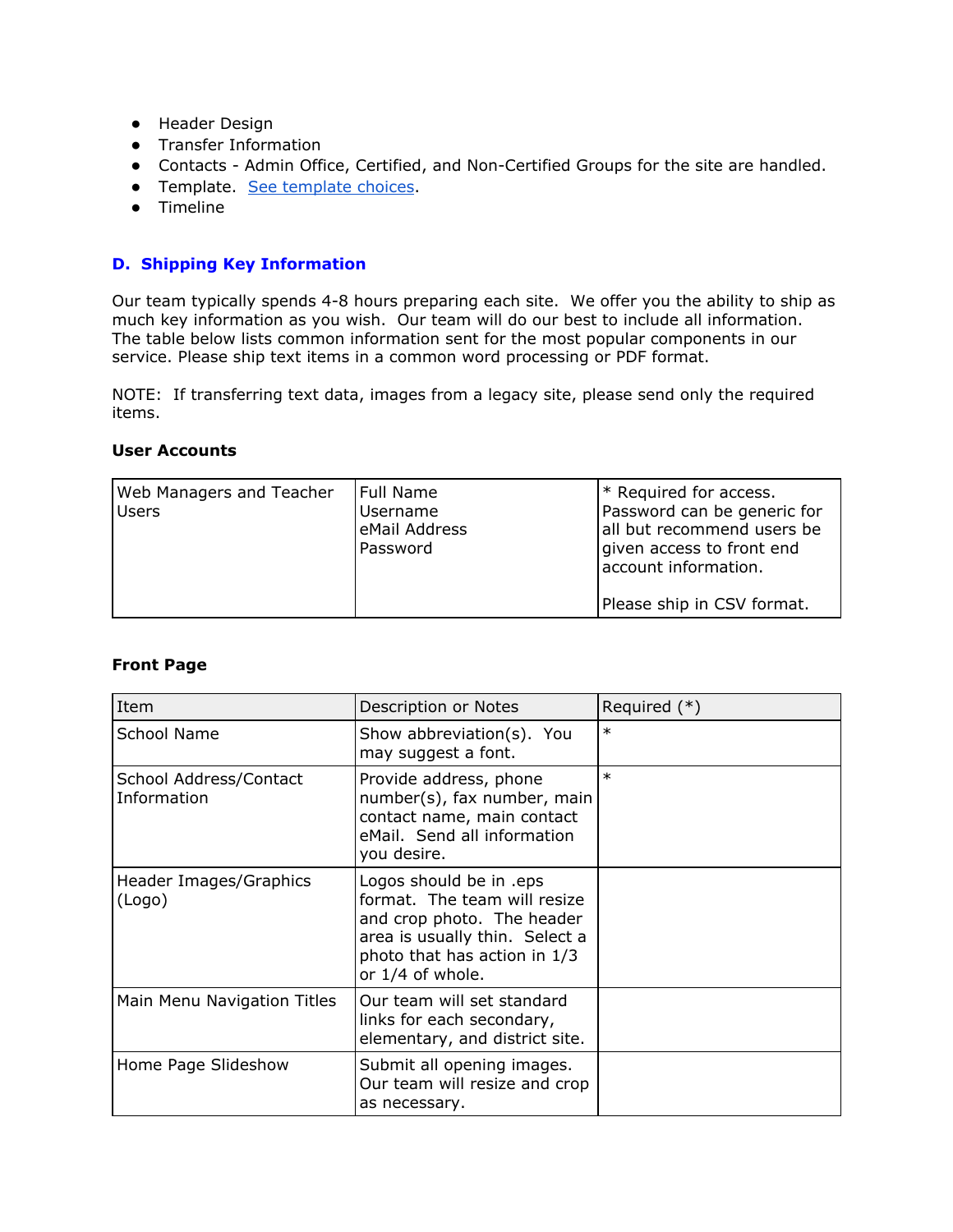- Header Design
- Transfer Information
- Contacts - Admin Office, Certified, and Non-Certified Groups for the site are handled.
- Template. [See template choices](#).
- Timeline

## D. Shipping Key Information

Our team typically spends 4-8 hours preparing each site. We offer you the ability to ship as much key information as you wish. Our team will do our best to include all information. The table below lists common information sent for the most popular components in our service. Please ship text items in a common word processing or PDF format.

NOTE: If transferring text data, images from a legacy site, please send only the required items.

**User Accounts**

| | | |
|---|---|---|
| Web Managers and Teacher Users | Full Name<br>Username<br>eMail Address<br>Password | * Required for access. Password can be generic for all but recommend users be given access to front end account information.<br><br>Please ship in CSV format. |

**Front Page**

| Item | Description or Notes | Required (*) |
|---|---|---|
| School Name | Show abbreviation(s). You may suggest a font. | * |
| School Address/Contact Information | Provide address, phone number(s), fax number, main contact name, main contact eMail. Send all information you desire. | * |
| Header Images/Graphics (Logo) | Logos should be in .eps format. The team will resize and crop photo. The header area is usually thin. Select a photo that has action in 1/3 or 1/4 of whole. | |
| Main Menu Navigation Titles | Our team will set standard links for each secondary, elementary, and district site. | |
| Home Page Slideshow | Submit all opening images. Our team will resize and crop as necessary. | |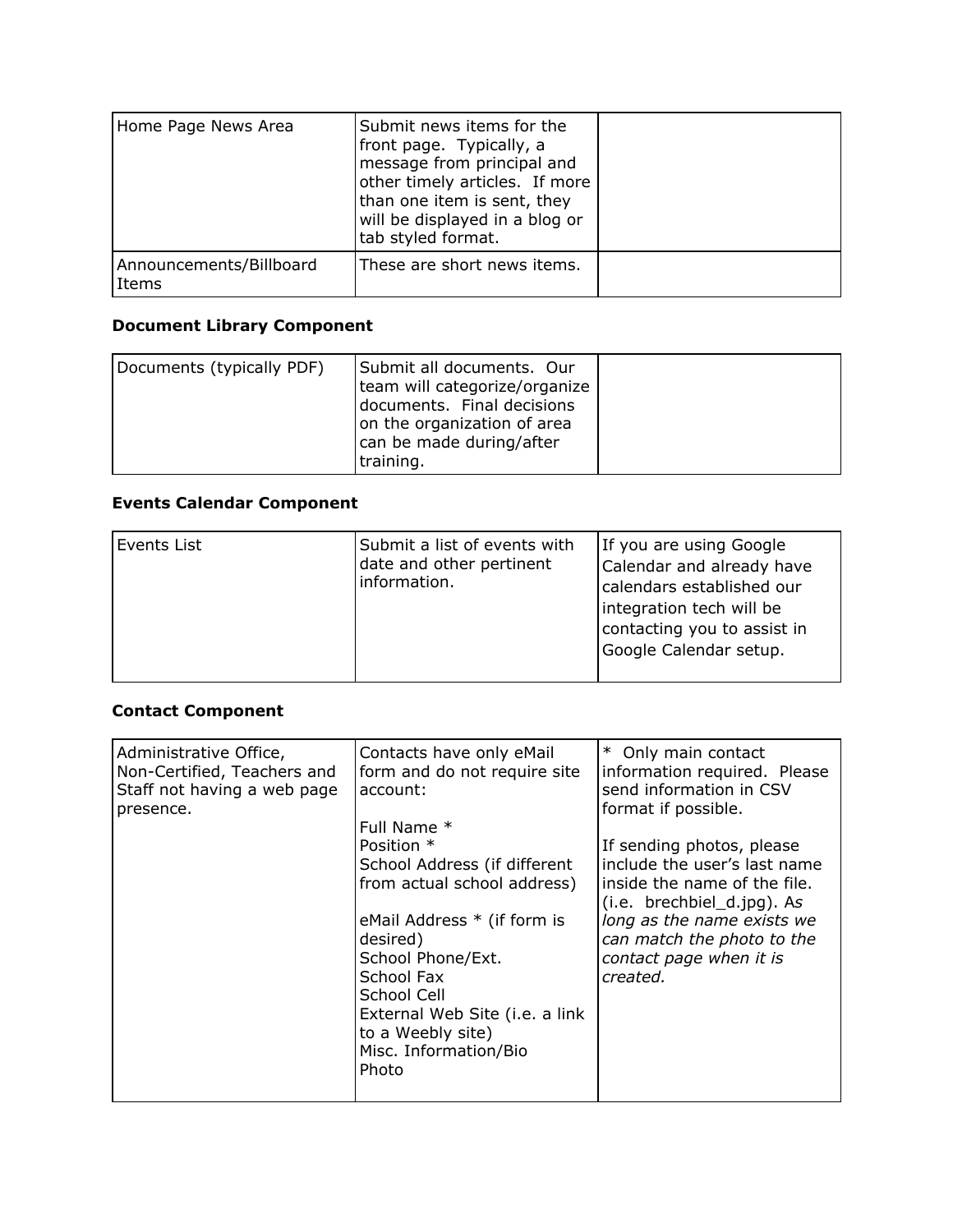| Home Page News Area | Submit news items for the front page. Typically, a message from principal and other timely articles. If more than one item is sent, they will be displayed in a blog or tab styled format. | |
| --- | --- | --- |
| Announcements/Billboard Items | These are short news items. | |

**Document Library Component**

| Documents (typically PDF) | Submit all documents. Our team will categorize/organize documents. Final decisions on the organization of area can be made during/after training. | |
| --- | --- | --- |

**Events Calendar Component**

| Events List | Submit a list of events with date and other pertinent information. | If you are using Google Calendar and already have calendars established our integration tech will be contacting you to assist in Google Calendar setup. |
| --- | --- | --- |

**Contact Component**

| Administrative Office, Non-Certified, Teachers and Staff not having a web page presence. | Contacts have only eMail form and do not require site account:<br><br>Full Name *<br>Position *<br>School Address (if different from actual school address)<br><br>eMail Address * (if form is desired)<br>School Phone/Ext.<br>School Fax<br>School Cell<br>External Web Site (i.e. a link to a Weebly site)<br>Misc. Information/Bio<br>Photo | * Only main contact information required. Please send information in CSV format if possible.<br><br>If sending photos, please include the user's last name inside the name of the file. (i.e. brechbiel_d.jpg). A*s long as the name exists we can match the photo to the contact page when it is created.* |
| --- | --- | --- |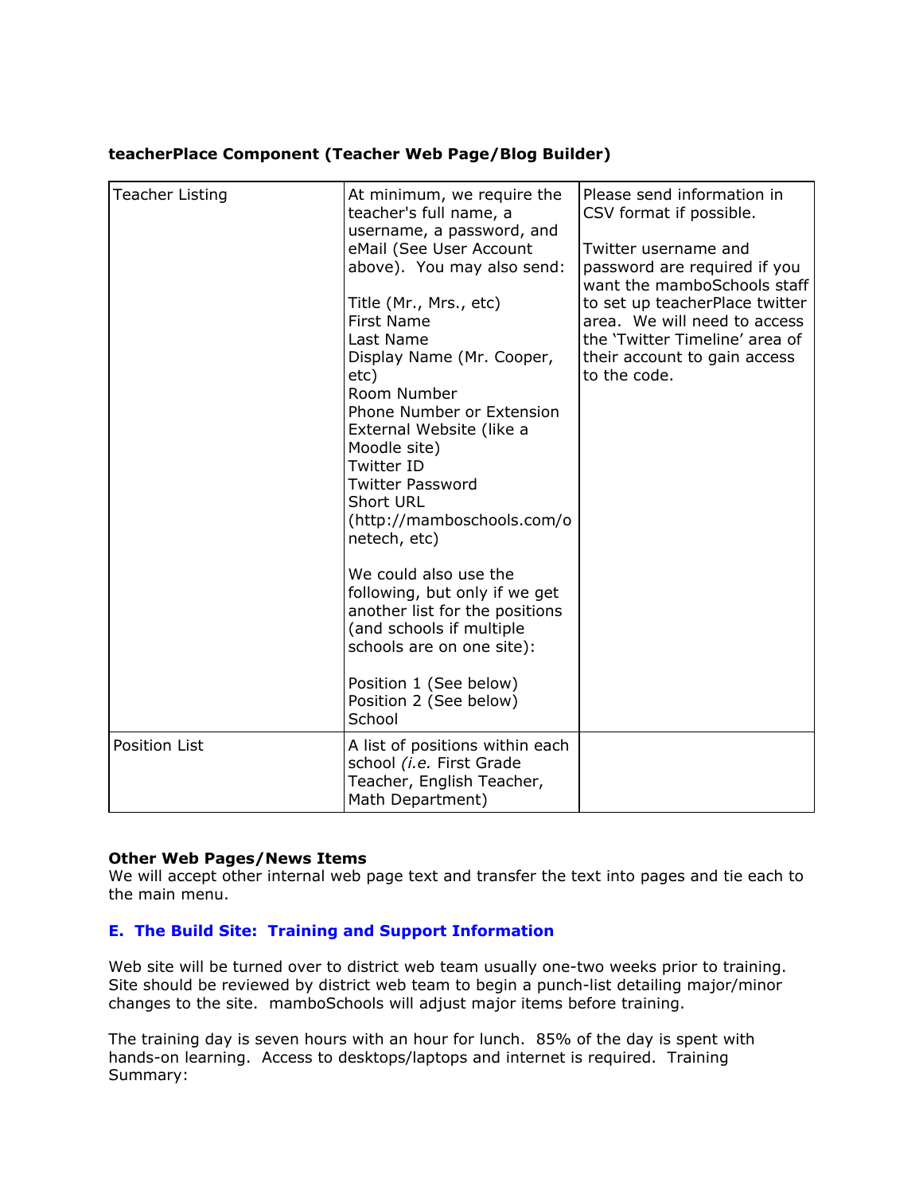**teacherPlace Component (Teacher Web Page/Blog Builder)**

| | | |
|---|---|---|
| Teacher Listing | At minimum, we require the teacher's full name, a username, a password, and eMail (See User Account above). You may also send:<br><br>Title (Mr., Mrs., etc)<br>First Name<br>Last Name<br>Display Name (Mr. Cooper, etc)<br>Room Number<br>Phone Number or Extension<br>External Website (like a Moodle site)<br>Twitter ID<br>Twitter Password<br>Short URL (http://mamboschools.com/onetech, etc)<br><br>We could also use the following, but only if we get another list for the positions (and schools if multiple schools are on one site):<br><br>Position 1 (See below)<br>Position 2 (See below)<br>School | Please send information in CSV format if possible.<br><br>Twitter username and password are required if you want the mamboSchools staff to set up teacherPlace twitter area. We will need to access the 'Twitter Timeline' area of their account to gain access to the code. |
| Position List | A list of positions within each school *(i.e.* First Grade Teacher, English Teacher, Math Department) | |

**Other Web Pages/News Items**
We will accept other internal web page text and transfer the text into pages and tie each to the main menu.

### E. The Build Site: Training and Support Information

Web site will be turned over to district web team usually one-two weeks prior to training. Site should be reviewed by district web team to begin a punch-list detailing major/minor changes to the site. mamboSchools will adjust major items before training.

The training day is seven hours with an hour for lunch. 85% of the day is spent with hands-on learning. Access to desktops/laptops and internet is required. Training Summary: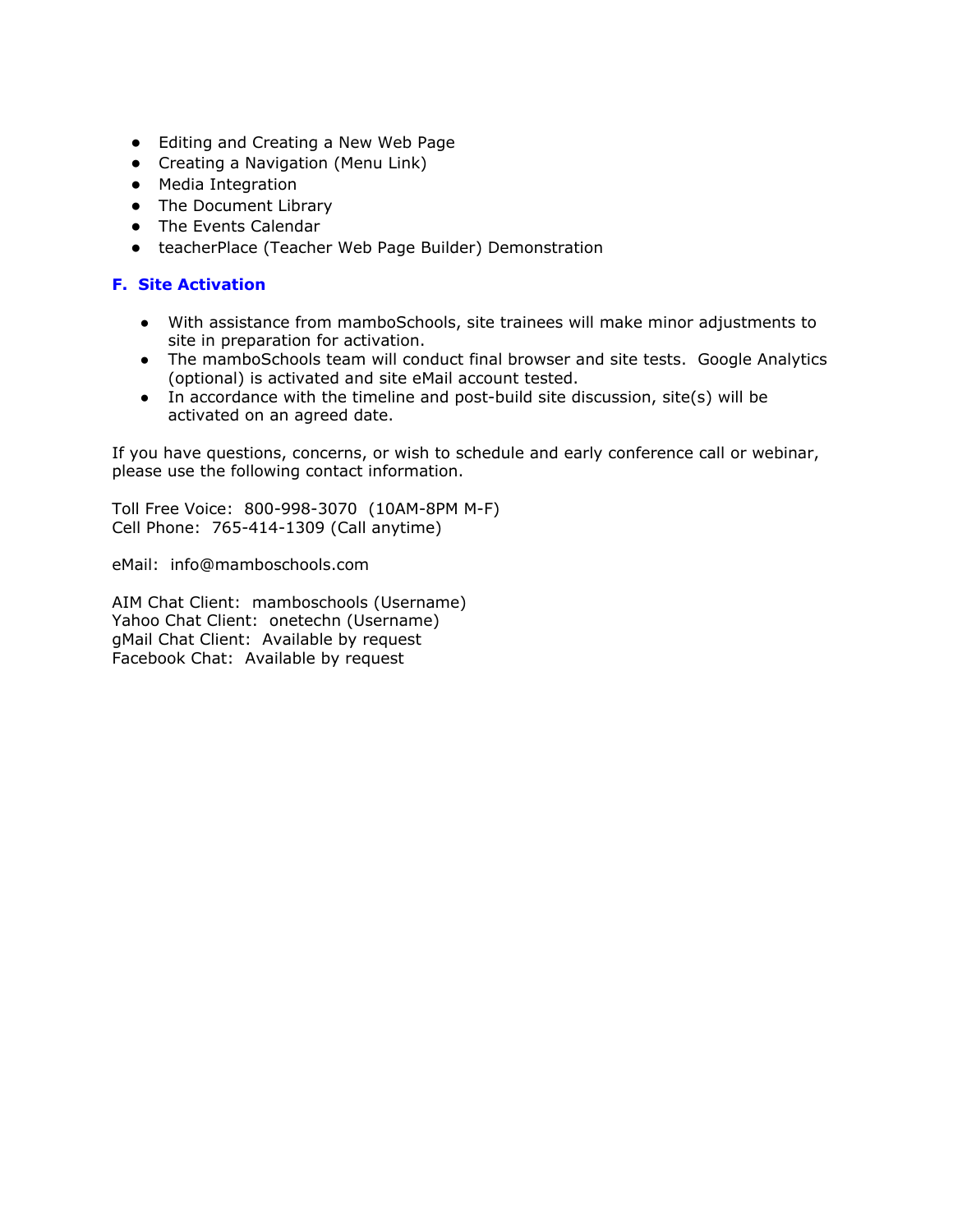- Editing and Creating a New Web Page
- Creating a Navigation (Menu Link)
- Media Integration
- The Document Library
- The Events Calendar
- teacherPlace (Teacher Web Page Builder) Demonstration

### F. Site Activation

- With assistance from mamboSchools, site trainees will make minor adjustments to site in preparation for activation.
- The mamboSchools team will conduct final browser and site tests. Google Analytics (optional) is activated and site eMail account tested.
- In accordance with the timeline and post-build site discussion, site(s) will be activated on an agreed date.

If you have questions, concerns, or wish to schedule and early conference call or webinar, please use the following contact information.

Toll Free Voice: 800-998-3070 (10AM-8PM M-F)
Cell Phone: 765-414-1309 (Call anytime)

eMail: info@mamboschools.com

AIM Chat Client: mamboschools (Username)
Yahoo Chat Client: onetechn (Username)
gMail Chat Client: Available by request
Facebook Chat: Available by request